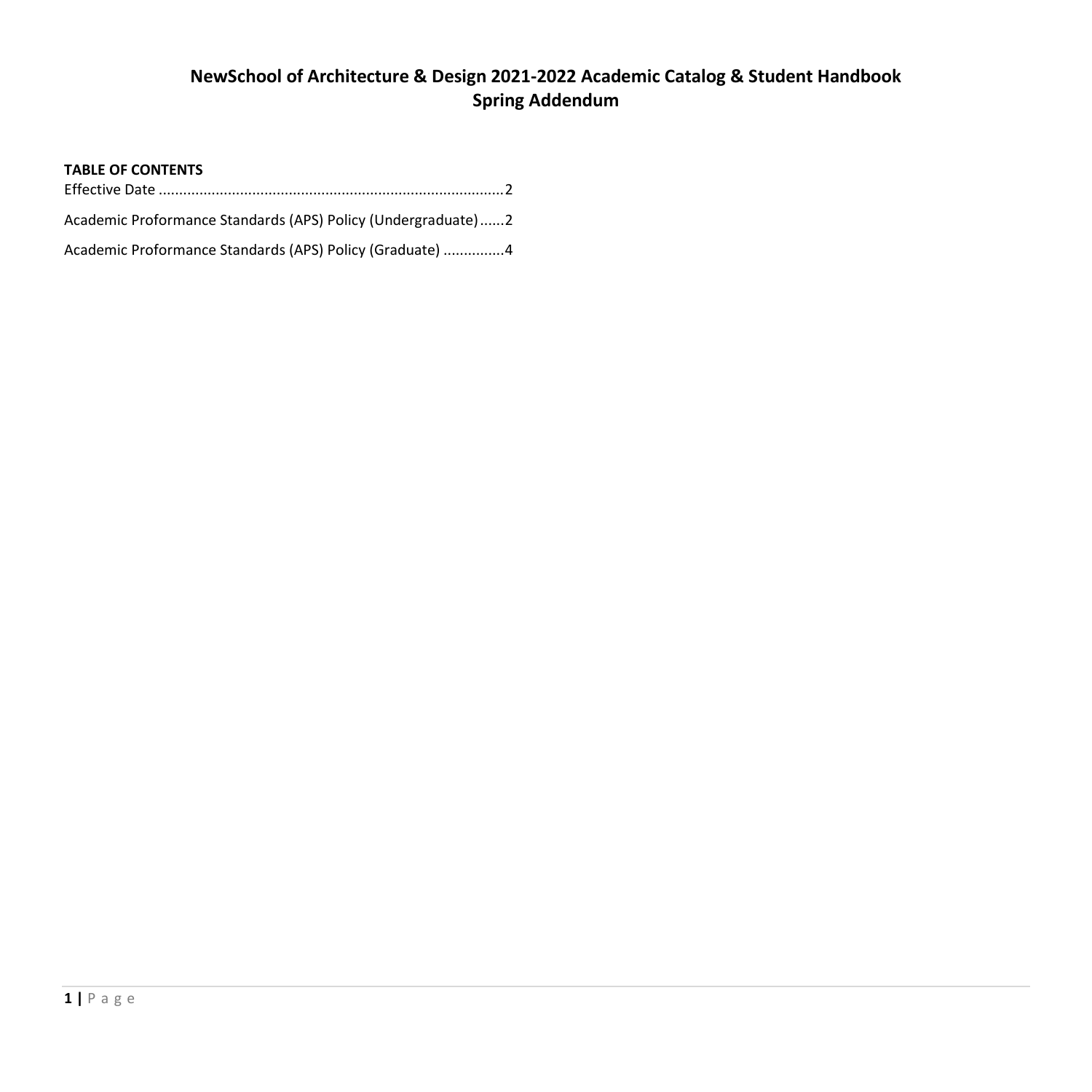# NewSchool of Architecture & Design 2021-2022 Academic Catalog & Student Handbook Spring Addendum

**TABLE OF CONTENTS**

Effective Date ....................................................................................2

Academic Proformance Standards (APS) Policy (Undergraduate)......2

Academic Proformance Standards (APS) Policy (Graduate) ..............4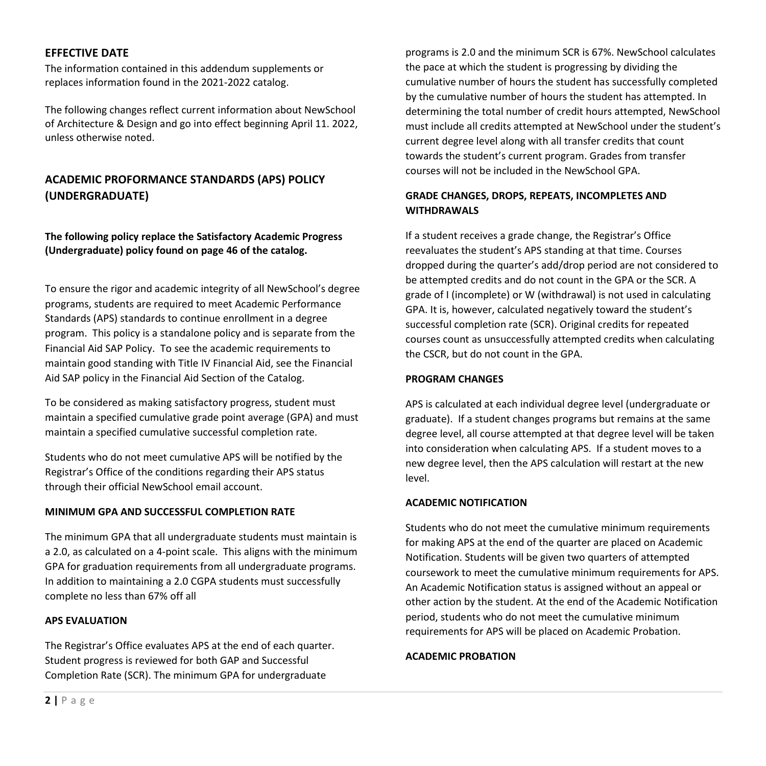## EFFECTIVE DATE

The information contained in this addendum supplements or replaces information found in the 2021-2022 catalog.

The following changes reflect current information about NewSchool of Architecture & Design and go into effect beginning April 11. 2022, unless otherwise noted.

## ACADEMIC PROFORMANCE STANDARDS (APS) POLICY (UNDERGRADUATE)

**The following policy replace the Satisfactory Academic Progress (Undergraduate) policy found on page 46 of the catalog.**

To ensure the rigor and academic integrity of all NewSchool's degree programs, students are required to meet Academic Performance Standards (APS) standards to continue enrollment in a degree program. This policy is a standalone policy and is separate from the Financial Aid SAP Policy. To see the academic requirements to maintain good standing with Title IV Financial Aid, see the Financial Aid SAP policy in the Financial Aid Section of the Catalog.

To be considered as making satisfactory progress, student must maintain a specified cumulative grade point average (GPA) and must maintain a specified cumulative successful completion rate.

Students who do not meet cumulative APS will be notified by the Registrar's Office of the conditions regarding their APS status through their official NewSchool email account.

### MINIMUM GPA AND SUCCESSFUL COMPLETION RATE

The minimum GPA that all undergraduate students must maintain is a 2.0, as calculated on a 4-point scale. This aligns with the minimum GPA for graduation requirements from all undergraduate programs. In addition to maintaining a 2.0 CGPA students must successfully complete no less than 67% off all

### APS EVALUATION

The Registrar's Office evaluates APS at the end of each quarter. Student progress is reviewed for both GAP and Successful Completion Rate (SCR). The minimum GPA for undergraduate programs is 2.0 and the minimum SCR is 67%. NewSchool calculates the pace at which the student is progressing by dividing the cumulative number of hours the student has successfully completed by the cumulative number of hours the student has attempted. In determining the total number of credit hours attempted, NewSchool must include all credits attempted at NewSchool under the student's current degree level along with all transfer credits that count towards the student's current program. Grades from transfer courses will not be included in the NewSchool GPA.

### GRADE CHANGES, DROPS, REPEATS, INCOMPLETES AND WITHDRAWALS

If a student receives a grade change, the Registrar's Office reevaluates the student's APS standing at that time. Courses dropped during the quarter's add/drop period are not considered to be attempted credits and do not count in the GPA or the SCR. A grade of I (incomplete) or W (withdrawal) is not used in calculating GPA. It is, however, calculated negatively toward the student's successful completion rate (SCR). Original credits for repeated courses count as unsuccessfully attempted credits when calculating the CSCR, but do not count in the GPA.

### PROGRAM CHANGES

APS is calculated at each individual degree level (undergraduate or graduate). If a student changes programs but remains at the same degree level, all course attempted at that degree level will be taken into consideration when calculating APS. If a student moves to a new degree level, then the APS calculation will restart at the new level.

### ACADEMIC NOTIFICATION

Students who do not meet the cumulative minimum requirements for making APS at the end of the quarter are placed on Academic Notification. Students will be given two quarters of attempted coursework to meet the cumulative minimum requirements for APS. An Academic Notification status is assigned without an appeal or other action by the student. At the end of the Academic Notification period, students who do not meet the cumulative minimum requirements for APS will be placed on Academic Probation.

### ACADEMIC PROBATION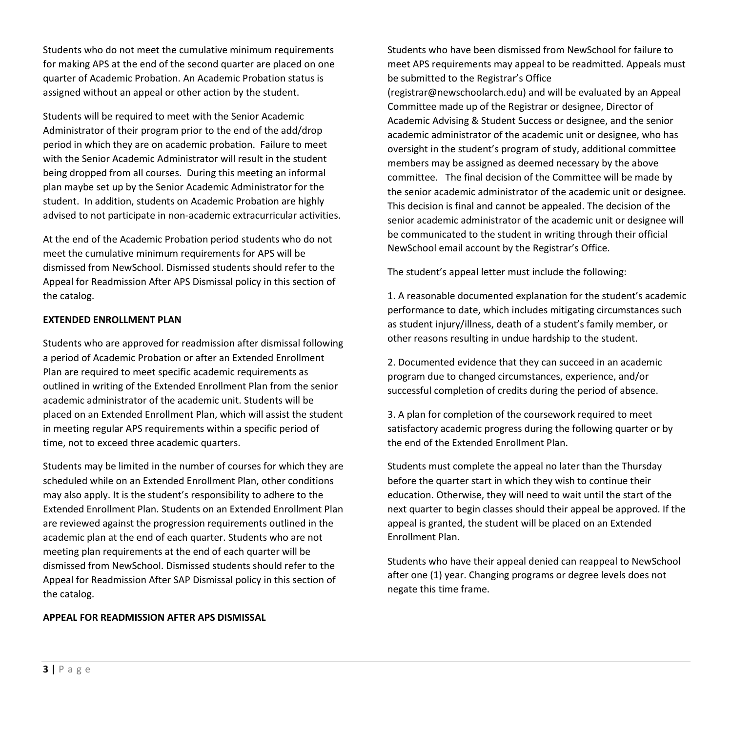Students who do not meet the cumulative minimum requirements for making APS at the end of the second quarter are placed on one quarter of Academic Probation. An Academic Probation status is assigned without an appeal or other action by the student.

Students will be required to meet with the Senior Academic Administrator of their program prior to the end of the add/drop period in which they are on academic probation. Failure to meet with the Senior Academic Administrator will result in the student being dropped from all courses. During this meeting an informal plan maybe set up by the Senior Academic Administrator for the student. In addition, students on Academic Probation are highly advised to not participate in non-academic extracurricular activities.

At the end of the Academic Probation period students who do not meet the cumulative minimum requirements for APS will be dismissed from NewSchool. Dismissed students should refer to the Appeal for Readmission After APS Dismissal policy in this section of the catalog.

**EXTENDED ENROLLMENT PLAN**

Students who are approved for readmission after dismissal following a period of Academic Probation or after an Extended Enrollment Plan are required to meet specific academic requirements as outlined in writing of the Extended Enrollment Plan from the senior academic administrator of the academic unit. Students will be placed on an Extended Enrollment Plan, which will assist the student in meeting regular APS requirements within a specific period of time, not to exceed three academic quarters.

Students may be limited in the number of courses for which they are scheduled while on an Extended Enrollment Plan, other conditions may also apply. It is the student's responsibility to adhere to the Extended Enrollment Plan. Students on an Extended Enrollment Plan are reviewed against the progression requirements outlined in the academic plan at the end of each quarter. Students who are not meeting plan requirements at the end of each quarter will be dismissed from NewSchool. Dismissed students should refer to the Appeal for Readmission After SAP Dismissal policy in this section of the catalog.

**APPEAL FOR READMISSION AFTER APS DISMISSAL**

Students who have been dismissed from NewSchool for failure to meet APS requirements may appeal to be readmitted. Appeals must be submitted to the Registrar's Office (registrar@newschoolarch.edu) and will be evaluated by an Appeal Committee made up of the Registrar or designee, Director of Academic Advising & Student Success or designee, and the senior academic administrator of the academic unit or designee, who has oversight in the student's program of study, additional committee members may be assigned as deemed necessary by the above committee. The final decision of the Committee will be made by the senior academic administrator of the academic unit or designee. This decision is final and cannot be appealed. The decision of the senior academic administrator of the academic unit or designee will be communicated to the student in writing through their official NewSchool email account by the Registrar's Office.

The student's appeal letter must include the following:

1. A reasonable documented explanation for the student's academic performance to date, which includes mitigating circumstances such as student injury/illness, death of a student's family member, or other reasons resulting in undue hardship to the student.

2. Documented evidence that they can succeed in an academic program due to changed circumstances, experience, and/or successful completion of credits during the period of absence.

3. A plan for completion of the coursework required to meet satisfactory academic progress during the following quarter or by the end of the Extended Enrollment Plan.

Students must complete the appeal no later than the Thursday before the quarter start in which they wish to continue their education. Otherwise, they will need to wait until the start of the next quarter to begin classes should their appeal be approved. If the appeal is granted, the student will be placed on an Extended Enrollment Plan.

Students who have their appeal denied can reappeal to NewSchool after one (1) year. Changing programs or degree levels does not negate this time frame.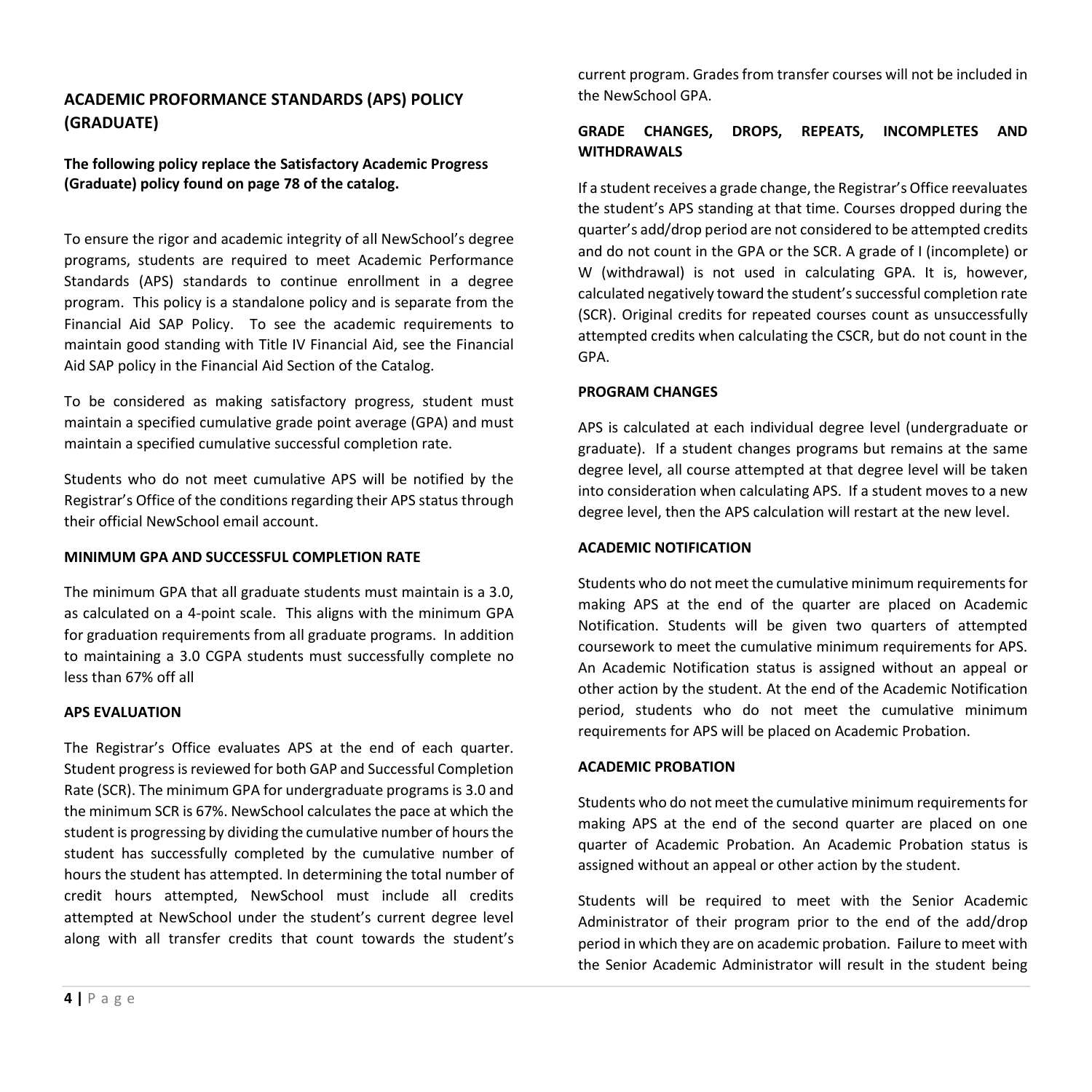## ACADEMIC PROFORMANCE STANDARDS (APS) POLICY (GRADUATE)

**The following policy replace the Satisfactory Academic Progress (Graduate) policy found on page 78 of the catalog.**

To ensure the rigor and academic integrity of all NewSchool's degree programs, students are required to meet Academic Performance Standards (APS) standards to continue enrollment in a degree program. This policy is a standalone policy and is separate from the Financial Aid SAP Policy. To see the academic requirements to maintain good standing with Title IV Financial Aid, see the Financial Aid SAP policy in the Financial Aid Section of the Catalog.

To be considered as making satisfactory progress, student must maintain a specified cumulative grade point average (GPA) and must maintain a specified cumulative successful completion rate.

Students who do not meet cumulative APS will be notified by the Registrar's Office of the conditions regarding their APS status through their official NewSchool email account.

### MINIMUM GPA AND SUCCESSFUL COMPLETION RATE

The minimum GPA that all graduate students must maintain is a 3.0, as calculated on a 4-point scale. This aligns with the minimum GPA for graduation requirements from all graduate programs. In addition to maintaining a 3.0 CGPA students must successfully complete no less than 67% off all

### APS EVALUATION

The Registrar's Office evaluates APS at the end of each quarter. Student progress is reviewed for both GAP and Successful Completion Rate (SCR). The minimum GPA for undergraduate programs is 3.0 and the minimum SCR is 67%. NewSchool calculates the pace at which the student is progressing by dividing the cumulative number of hours the student has successfully completed by the cumulative number of hours the student has attempted. In determining the total number of credit hours attempted, NewSchool must include all credits attempted at NewSchool under the student's current degree level along with all transfer credits that count towards the student's current program. Grades from transfer courses will not be included in the NewSchool GPA.

### GRADE CHANGES, DROPS, REPEATS, INCOMPLETES AND WITHDRAWALS

If a student receives a grade change, the Registrar's Office reevaluates the student's APS standing at that time. Courses dropped during the quarter's add/drop period are not considered to be attempted credits and do not count in the GPA or the SCR. A grade of I (incomplete) or W (withdrawal) is not used in calculating GPA. It is, however, calculated negatively toward the student's successful completion rate (SCR). Original credits for repeated courses count as unsuccessfully attempted credits when calculating the CSCR, but do not count in the GPA.

### PROGRAM CHANGES

APS is calculated at each individual degree level (undergraduate or graduate). If a student changes programs but remains at the same degree level, all course attempted at that degree level will be taken into consideration when calculating APS. If a student moves to a new degree level, then the APS calculation will restart at the new level.

### ACADEMIC NOTIFICATION

Students who do not meet the cumulative minimum requirements for making APS at the end of the quarter are placed on Academic Notification. Students will be given two quarters of attempted coursework to meet the cumulative minimum requirements for APS. An Academic Notification status is assigned without an appeal or other action by the student. At the end of the Academic Notification period, students who do not meet the cumulative minimum requirements for APS will be placed on Academic Probation.

### ACADEMIC PROBATION

Students who do not meet the cumulative minimum requirements for making APS at the end of the second quarter are placed on one quarter of Academic Probation. An Academic Probation status is assigned without an appeal or other action by the student.

Students will be required to meet with the Senior Academic Administrator of their program prior to the end of the add/drop period in which they are on academic probation. Failure to meet with the Senior Academic Administrator will result in the student being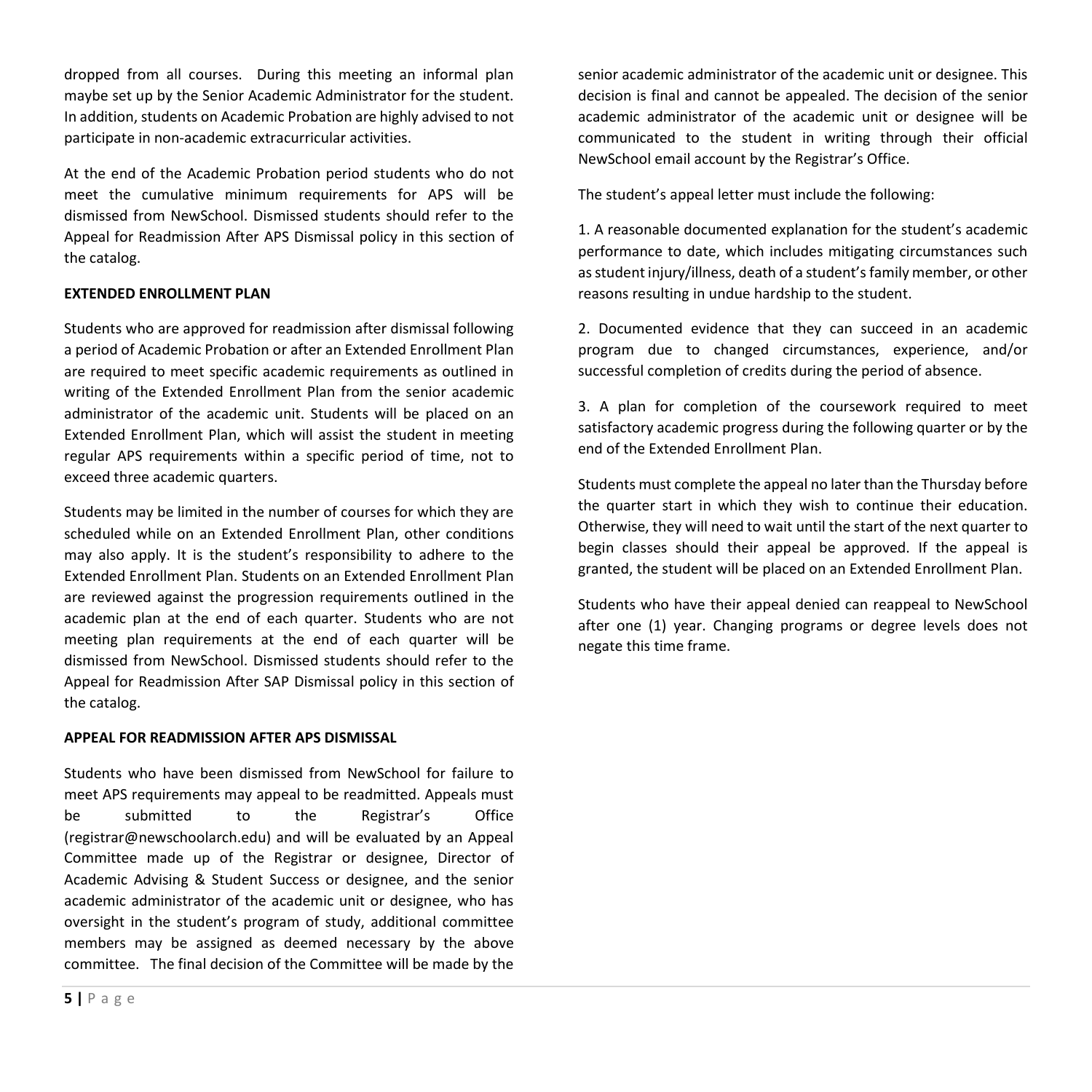dropped from all courses. During this meeting an informal plan maybe set up by the Senior Academic Administrator for the student. In addition, students on Academic Probation are highly advised to not participate in non-academic extracurricular activities.

At the end of the Academic Probation period students who do not meet the cumulative minimum requirements for APS will be dismissed from NewSchool. Dismissed students should refer to the Appeal for Readmission After APS Dismissal policy in this section of the catalog.

**EXTENDED ENROLLMENT PLAN**

Students who are approved for readmission after dismissal following a period of Academic Probation or after an Extended Enrollment Plan are required to meet specific academic requirements as outlined in writing of the Extended Enrollment Plan from the senior academic administrator of the academic unit. Students will be placed on an Extended Enrollment Plan, which will assist the student in meeting regular APS requirements within a specific period of time, not to exceed three academic quarters.

Students may be limited in the number of courses for which they are scheduled while on an Extended Enrollment Plan, other conditions may also apply. It is the student's responsibility to adhere to the Extended Enrollment Plan. Students on an Extended Enrollment Plan are reviewed against the progression requirements outlined in the academic plan at the end of each quarter. Students who are not meeting plan requirements at the end of each quarter will be dismissed from NewSchool. Dismissed students should refer to the Appeal for Readmission After SAP Dismissal policy in this section of the catalog.

**APPEAL FOR READMISSION AFTER APS DISMISSAL**

Students who have been dismissed from NewSchool for failure to meet APS requirements may appeal to be readmitted. Appeals must be submitted to the Registrar's Office (registrar@newschoolarch.edu) and will be evaluated by an Appeal Committee made up of the Registrar or designee, Director of Academic Advising & Student Success or designee, and the senior academic administrator of the academic unit or designee, who has oversight in the student's program of study, additional committee members may be assigned as deemed necessary by the above committee. The final decision of the Committee will be made by the senior academic administrator of the academic unit or designee. This decision is final and cannot be appealed. The decision of the senior academic administrator of the academic unit or designee will be communicated to the student in writing through their official NewSchool email account by the Registrar's Office.

The student's appeal letter must include the following:

1. A reasonable documented explanation for the student's academic performance to date, which includes mitigating circumstances such as student injury/illness, death of a student's family member, or other reasons resulting in undue hardship to the student.

2. Documented evidence that they can succeed in an academic program due to changed circumstances, experience, and/or successful completion of credits during the period of absence.

3. A plan for completion of the coursework required to meet satisfactory academic progress during the following quarter or by the end of the Extended Enrollment Plan.

Students must complete the appeal no later than the Thursday before the quarter start in which they wish to continue their education. Otherwise, they will need to wait until the start of the next quarter to begin classes should their appeal be approved. If the appeal is granted, the student will be placed on an Extended Enrollment Plan.

Students who have their appeal denied can reappeal to NewSchool after one (1) year. Changing programs or degree levels does not negate this time frame.